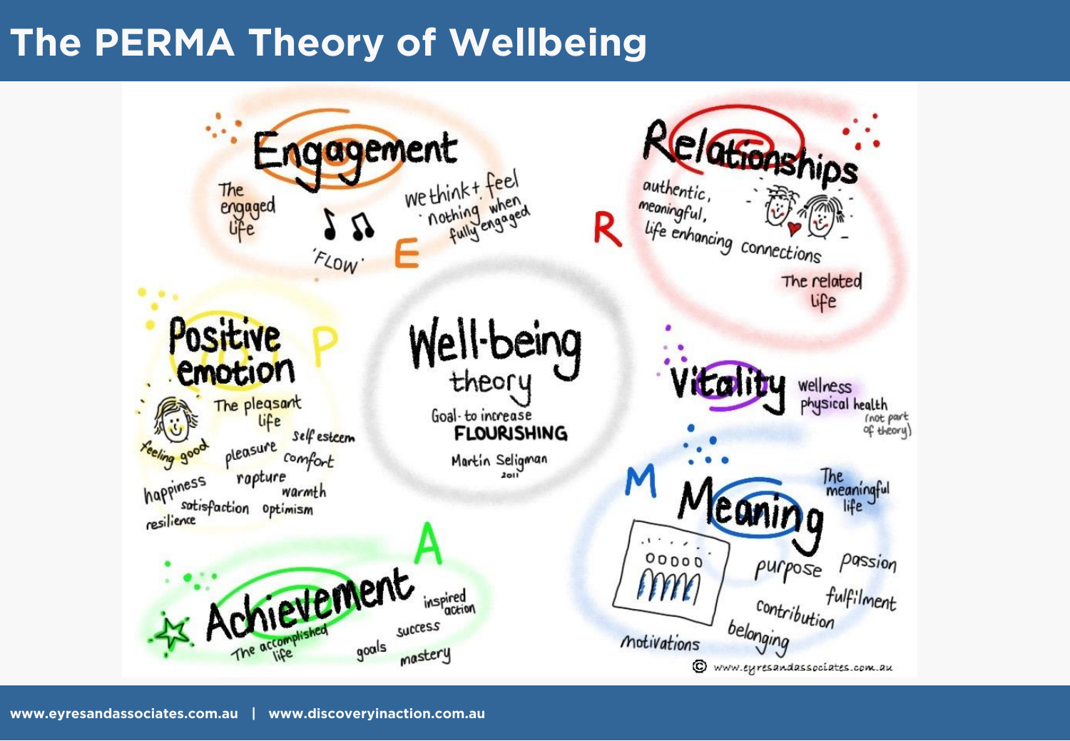# The PERMA Theory of Wellbeing

## Well-being theory

Goal - to increase **FLOURISHING**

Martin Seligman 2011

### E — Engagement

The engaged life

'FLOW'

We think + feel nothing when fully engaged

### R — Relationships

authentic, meaningful, life enhancing connections

The related life

### P — Positive emotion

The pleasant life

feeling good

self esteem

pleasure

comfort

rapture

happiness

warmth

satisfaction

optimism

resilience

### Vitality

wellness

physical health

(not part of theory)

### M — Meaning

The meaningful life

purpose

passion

fulfilment

contribution

belonging

motivations

### A — Achievement

The accomplished life

inspired action

success

goals

mastery

© www.eyresandassociates.com.au

www.eyresandassociates.com.au | www.discoveryinaction.com.au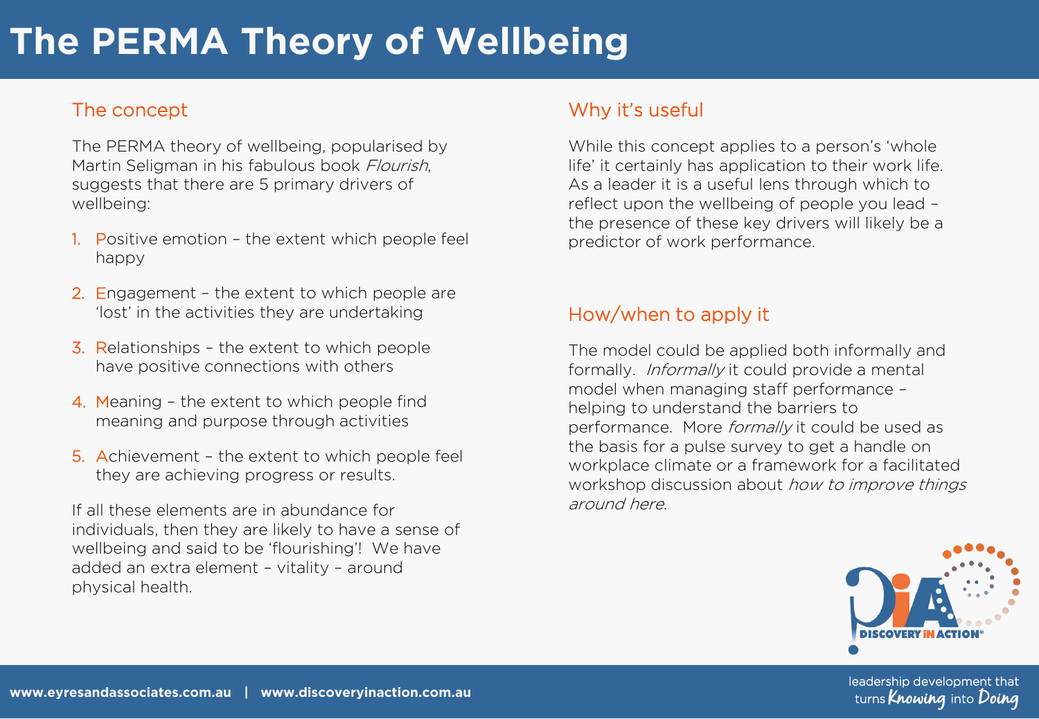# The PERMA Theory of Wellbeing

## The concept

The PERMA theory of wellbeing, popularised by Martin Seligman in his fabulous book *Flourish*, suggests that there are 5 primary drivers of wellbeing:

1. Positive emotion – the extent which people feel happy
2. Engagement – the extent to which people are 'lost' in the activities they are undertaking
3. Relationships – the extent to which people have positive connections with others
4. Meaning – the extent to which people find meaning and purpose through activities
5. Achievement – the extent to which people feel they are achieving progress or results.

If all these elements are in abundance for individuals, then they are likely to have a sense of wellbeing and said to be 'flourishing'! We have added an extra element – vitality – around physical health.

## Why it's useful

While this concept applies to a person's 'whole life' it certainly has application to their work life. As a leader it is a useful lens through which to reflect upon the wellbeing of people you lead – the presence of these key drivers will likely be a predictor of work performance.

## How/when to apply it

The model could be applied both informally and formally. *Informally* it could provide a mental model when managing staff performance – helping to understand the barriers to performance. More *formally* it could be used as the basis for a pulse survey to get a handle on workplace climate or a framework for a facilitated workshop discussion about *how to improve things around here*.

DISCOVERY IN ACTION®

www.eyresandassociates.com.au | www.discoveryinaction.com.au

leadership development that turns *Knowing* into *Doing*